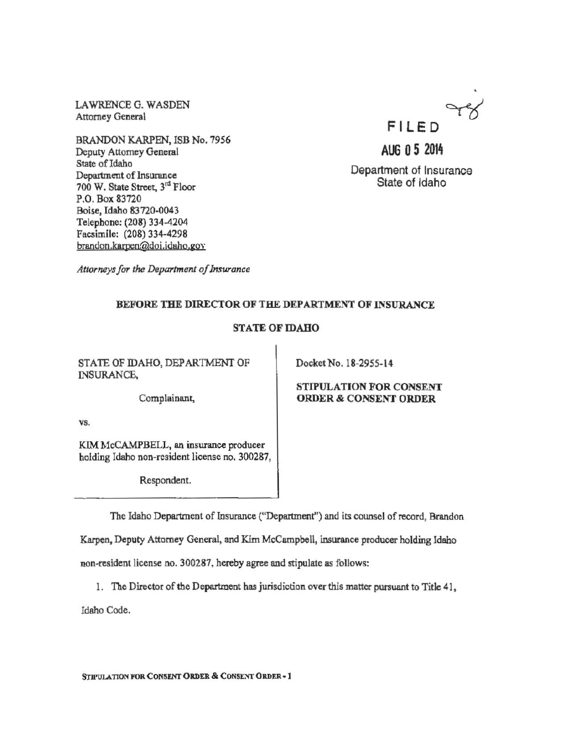LAWRENCE G. WASDEN
Attorney General

BRANDON KARPEN, ISB No. 7956
Deputy Attorney General
State of Idaho
Department of Insurance
700 W. State Street, 3rd Floor
P.O. Box 83720
Boise, Idaho 83720-0043
Telephone: (208) 334-4204
Facsimile: (208) 334-4298
brandon.karpen@doi.idaho.gov

*Attorneys for the Department of Insurance*

FILED

AUG 05 2014

Department of Insurance
State of Idaho

**BEFORE THE DIRECTOR OF THE DEPARTMENT OF INSURANCE**

**STATE OF IDAHO**

STATE OF IDAHO, DEPARTMENT OF INSURANCE,

Complainant,

vs.

KIM McCAMPBELL, an insurance producer holding Idaho non-resident license no. 300287,

Respondent.

Docket No. 18-2955-14

**STIPULATION FOR CONSENT ORDER & CONSENT ORDER**

The Idaho Department of Insurance ("Department") and its counsel of record, Brandon Karpen, Deputy Attorney General, and Kim McCampbell, insurance producer holding Idaho non-resident license no. 300287, hereby agree and stipulate as follows:

1. The Director of the Department has jurisdiction over this matter pursuant to Title 41, Idaho Code.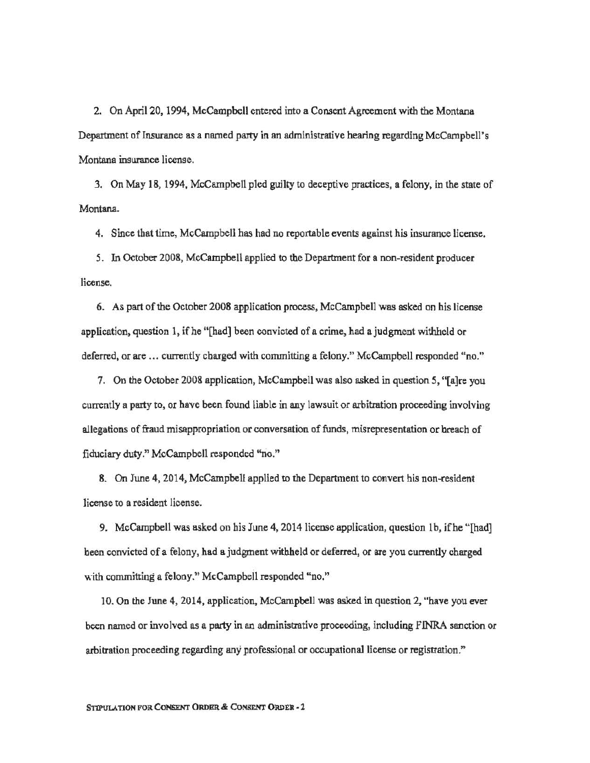2. On April 20, 1994, McCampbell entered into a Consent Agreement with the Montana Department of Insurance as a named party in an administrative hearing regarding McCampbell's Montana insurance license.

3. On May 18, 1994, McCampbell pled guilty to deceptive practices, a felony, in the state of Montana.

4. Since that time, McCampbell has had no reportable events against his insurance license.

5. In October 2008, McCampbell applied to the Department for a non-resident producer license.

6. As part of the October 2008 application process, McCampbell was asked on his license application, question 1, if he "[had] been convicted of a crime, had a judgment withheld or deferred, or are ... currently charged with committing a felony." McCampbell responded "no."

7. On the October 2008 application, McCampbell was also asked in question 5, "[a]re you currently a party to, or have been found liable in any lawsuit or arbitration proceeding involving allegations of fraud misappropriation or conversation of funds, misrepresentation or breach of fiduciary duty." McCampbell responded "no."

8. On June 4, 2014, McCampbell applied to the Department to convert his non-resident license to a resident license.

9. McCampbell was asked on his June 4, 2014 license application, question 1b, if he "[had] been convicted of a felony, had a judgment withheld or deferred, or are you currently charged with committing a felony." McCampbell responded "no."

10. On the June 4, 2014, application, McCampbell was asked in question 2, "have you ever been named or involved as a party in an administrative proceeding, including FINRA sanction or arbitration proceeding regarding any professional or occupational license or registration."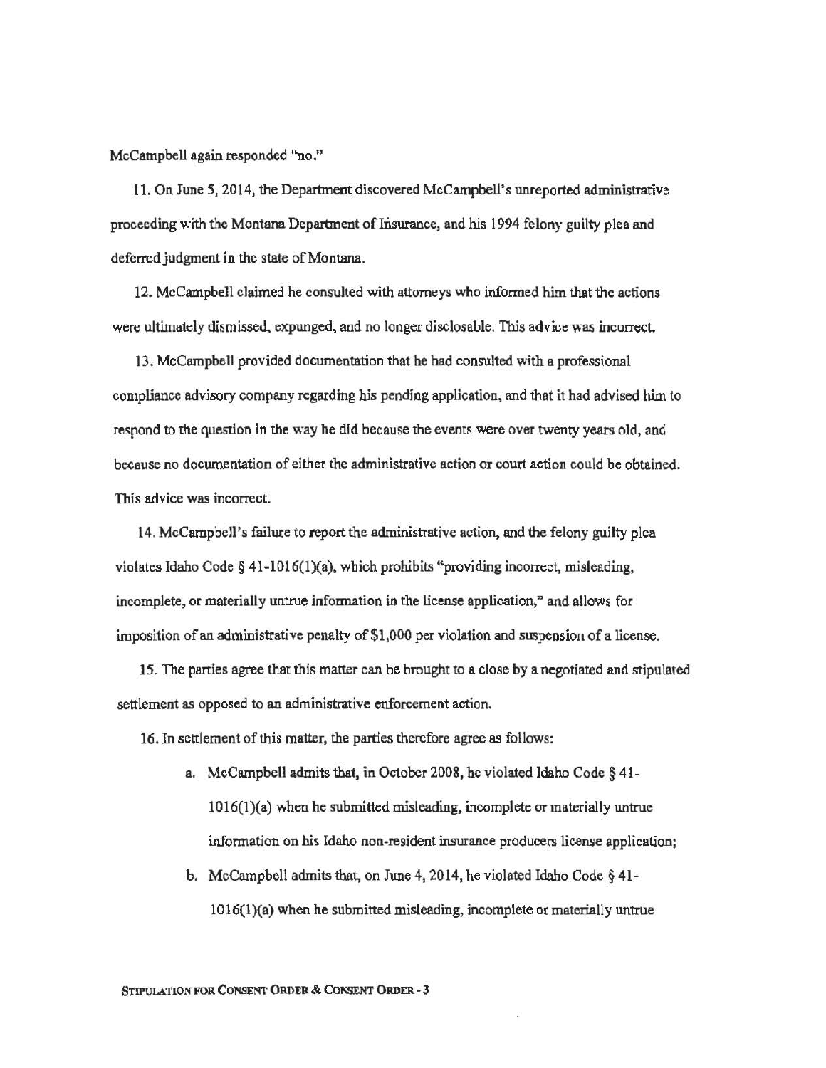McCampbell again responded "no."

11. On June 5, 2014, the Department discovered McCampbell's unreported administrative proceeding with the Montana Department of Insurance, and his 1994 felony guilty plea and deferred judgment in the state of Montana.

12. McCampbell claimed he consulted with attorneys who informed him that the actions were ultimately dismissed, expunged, and no longer disclosable. This advice was incorrect.

13. McCampbell provided documentation that he had consulted with a professional compliance advisory company regarding his pending application, and that it had advised him to respond to the question in the way he did because the events were over twenty years old, and because no documentation of either the administrative action or court action could be obtained. This advice was incorrect.

14. McCampbell's failure to report the administrative action, and the felony guilty plea violates Idaho Code § 41-1016(1)(a), which prohibits "providing incorrect, misleading, incomplete, or materially untrue information in the license application," and allows for imposition of an administrative penalty of $1,000 per violation and suspension of a license.

15. The parties agree that this matter can be brought to a close by a negotiated and stipulated settlement as opposed to an administrative enforcement action.

16. In settlement of this matter, the parties therefore agree as follows:

a. McCampbell admits that, in October 2008, he violated Idaho Code § 41-1016(1)(a) when he submitted misleading, incomplete or materially untrue information on his Idaho non-resident insurance producers license application;

b. McCampbell admits that, on June 4, 2014, he violated Idaho Code § 41-1016(1)(a) when he submitted misleading, incomplete or materially untrue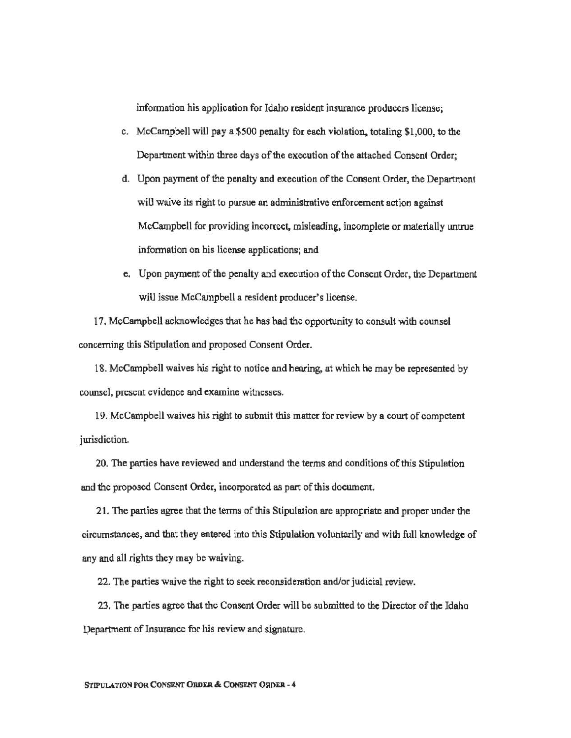information his application for Idaho resident insurance producers license;

c. McCampbell will pay a $500 penalty for each violation, totaling $1,000, to the Department within three days of the execution of the attached Consent Order;

d. Upon payment of the penalty and execution of the Consent Order, the Department will waive its right to pursue an administrative enforcement action against McCampbell for providing incorrect, misleading, incomplete or materially untrue information on his license applications; and

e. Upon payment of the penalty and execution of the Consent Order, the Department will issue McCampbell a resident producer's license.

17. McCampbell acknowledges that he has had the opportunity to consult with counsel concerning this Stipulation and proposed Consent Order.

18. McCampbell waives his right to notice and hearing, at which he may be represented by counsel, present evidence and examine witnesses.

19. McCampbell waives his right to submit this matter for review by a court of competent jurisdiction.

20. The parties have reviewed and understand the terms and conditions of this Stipulation and the proposed Consent Order, incorporated as part of this document.

21. The parties agree that the terms of this Stipulation are appropriate and proper under the circumstances, and that they entered into this Stipulation voluntarily and with full knowledge of any and all rights they may be waiving.

22. The parties waive the right to seek reconsideration and/or judicial review.

23. The parties agree that the Consent Order will be submitted to the Director of the Idaho Department of Insurance for his review and signature.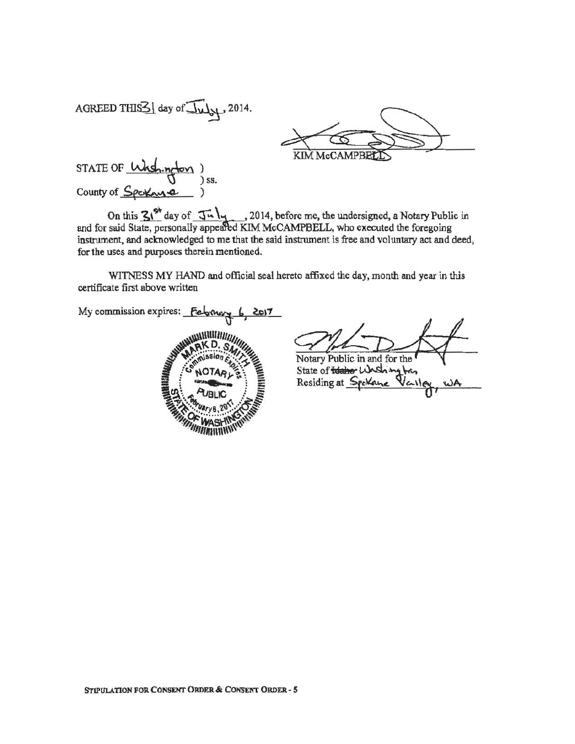AGREED THIS 31 day of July, 2014.

KIM McCAMPBELL

STATE OF Washington )
) ss.
County of Spokane )

On this 31st day of July, 2014, before me, the undersigned, a Notary Public in and for said State, personally appeared KIM McCAMPBELL, who executed the foregoing instrument, and acknowledged to me that the said instrument is free and voluntary act and deed, for the uses and purposes therein mentioned.

WITNESS MY HAND and official seal hereto affixed the day, month and year in this certificate first above written

My commission expires: February 6, 2017

MARK D. SMITH
NOTARY PUBLIC
STATE OF WASHINGTON
Commission Expires February 6, 2017

Notary Public in and for the
State of ~~Idaho~~ Washington
Residing at Spokane Valley, WA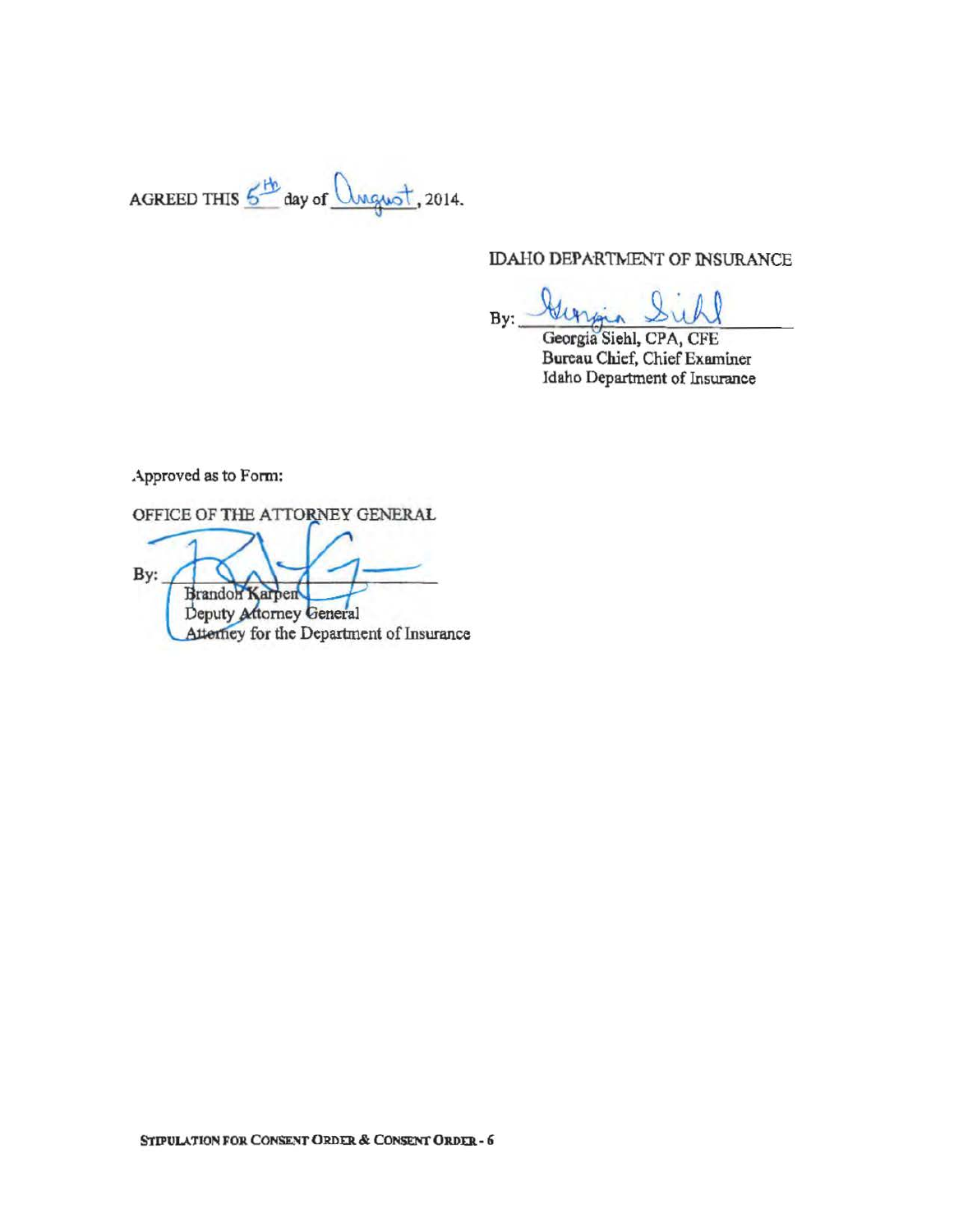AGREED THIS 5th day of August, 2014.

IDAHO DEPARTMENT OF INSURANCE

By: Georgia Siehl

Georgia Siehl, CPA, CFE
Bureau Chief, Chief Examiner
Idaho Department of Insurance

Approved as to Form:

OFFICE OF THE ATTORNEY GENERAL

By: 

Brandon Karpen
Deputy Attorney General
Attorney for the Department of Insurance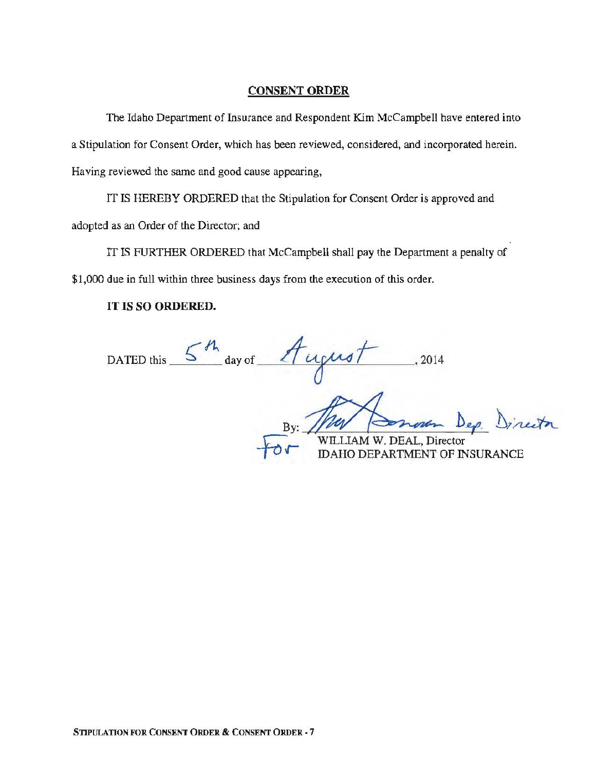## CONSENT ORDER

The Idaho Department of Insurance and Respondent Kim McCampbell have entered into a Stipulation for Consent Order, which has been reviewed, considered, and incorporated herein. Having reviewed the same and good cause appearing,

IT IS HEREBY ORDERED that the Stipulation for Consent Order is approved and adopted as an Order of the Director; and

IT IS FURTHER ORDERED that McCampbell shall pay the Department a penalty of $1,000 due in full within three business days from the execution of this order.

**IT IS SO ORDERED.**

DATED this 5th day of August, 2014

By: Thos Donovan Dep. Director
For WILLIAM W. DEAL, Director
IDAHO DEPARTMENT OF INSURANCE

STIPULATION FOR CONSENT ORDER & CONSENT ORDER - 7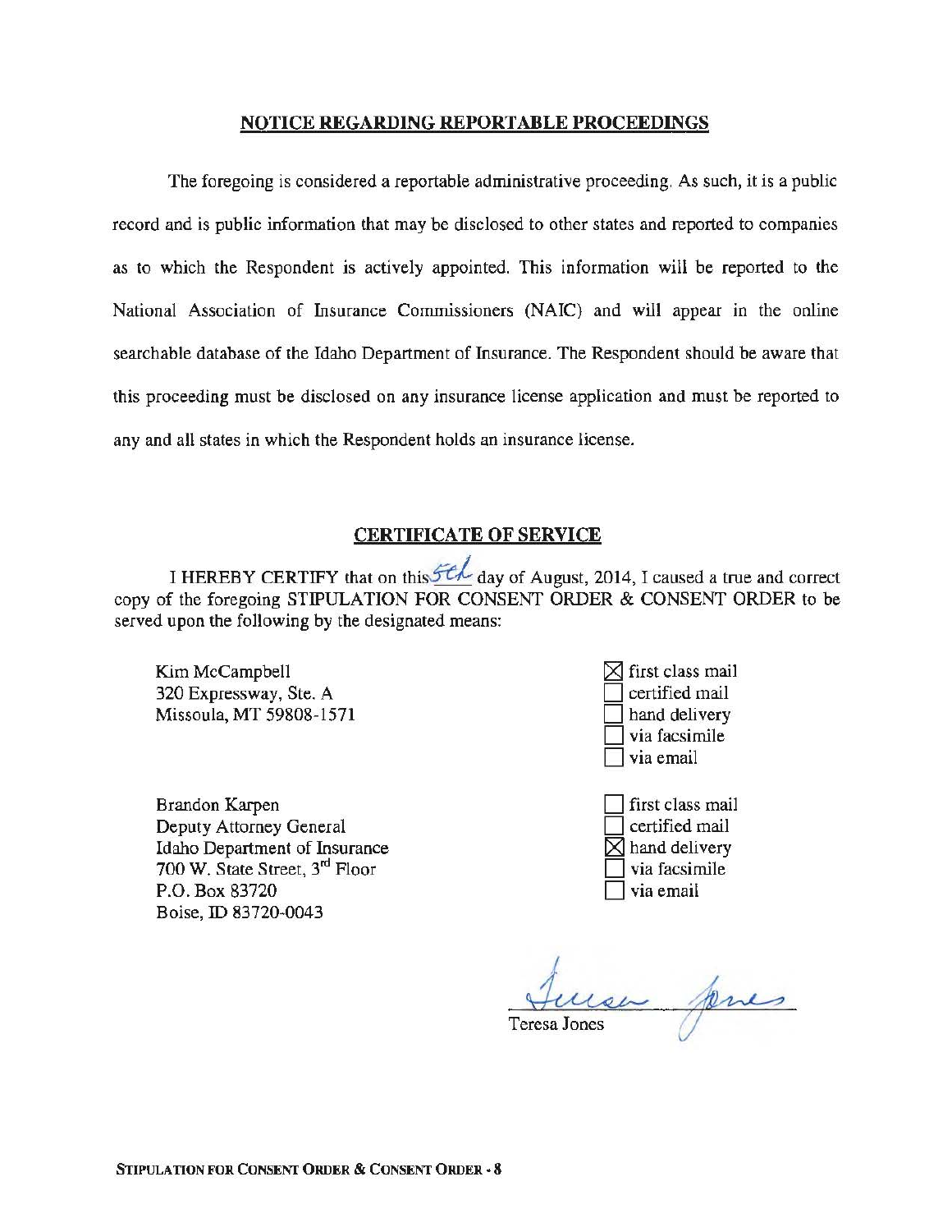## NOTICE REGARDING REPORTABLE PROCEEDINGS

The foregoing is considered a reportable administrative proceeding. As such, it is a public record and is public information that may be disclosed to other states and reported to companies as to which the Respondent is actively appointed. This information will be reported to the National Association of Insurance Commissioners (NAIC) and will appear in the online searchable database of the Idaho Department of Insurance. The Respondent should be aware that this proceeding must be disclosed on any insurance license application and must be reported to any and all states in which the Respondent holds an insurance license.

## CERTIFICATE OF SERVICE

I HEREBY CERTIFY that on this 5th day of August, 2014, I caused a true and correct copy of the foregoing STIPULATION FOR CONSENT ORDER & CONSENT ORDER to be served upon the following by the designated means:

Kim McCampbell
320 Expressway, Ste. A
Missoula, MT 59808-1571

- [x] first class mail
- [ ] certified mail
- [ ] hand delivery
- [ ] via facsimile
- [ ] via email

Brandon Karpen
Deputy Attorney General
Idaho Department of Insurance
700 W. State Street, 3rd Floor
P.O. Box 83720
Boise, ID 83720-0043

- [ ] first class mail
- [ ] certified mail
- [x] hand delivery
- [ ] via facsimile
- [ ] via email

Teresa Jones